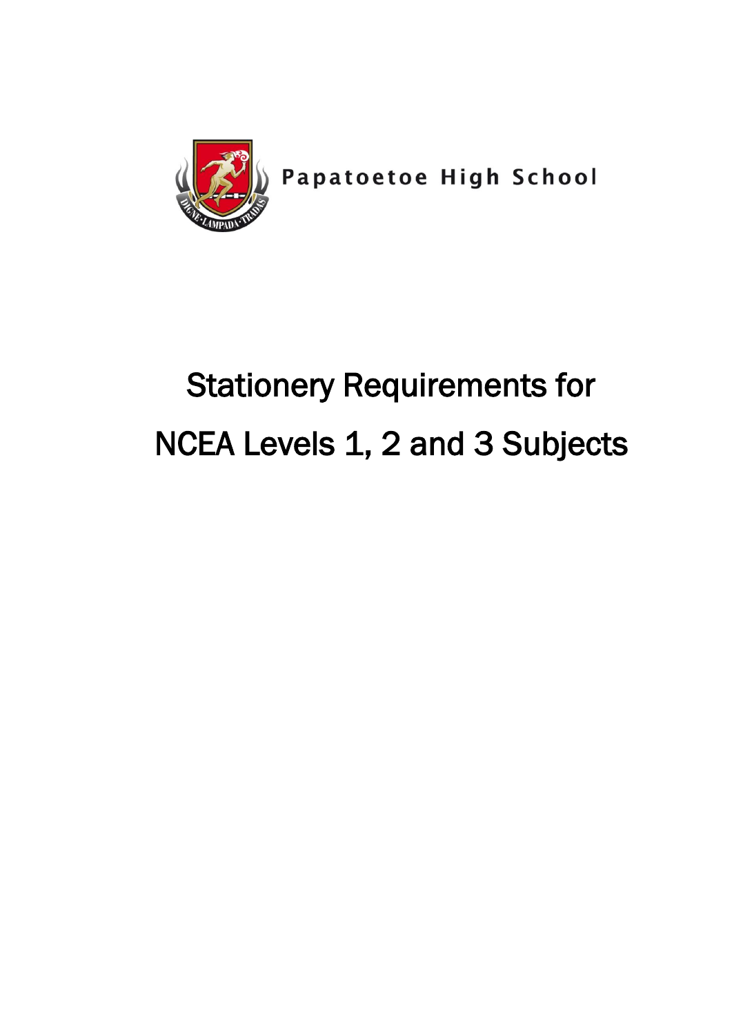Papatoetoe High School

DIGNE LAMPADA TRADAS

# Stationery Requirements for NCEA Levels 1, 2 and 3 Subjects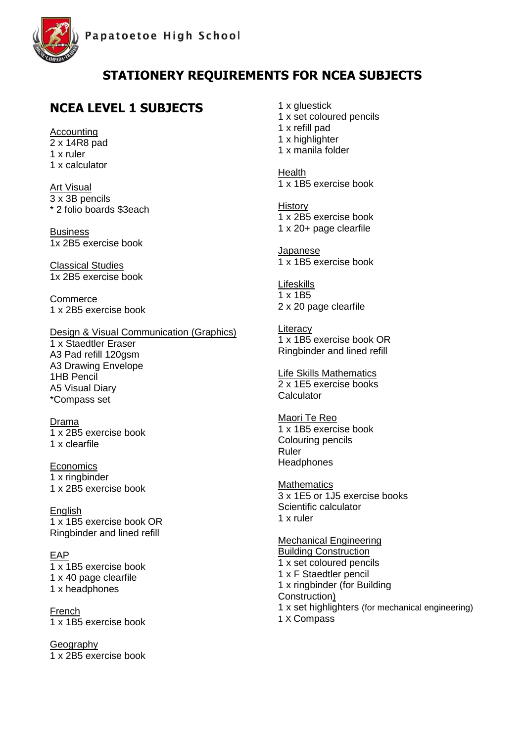Papatoetoe High School

# STATIONERY REQUIREMENTS FOR NCEA SUBJECTS

## NCEA LEVEL 1 SUBJECTS

<u>Accounting</u>
2 x 14R8 pad
1 x ruler
1 x calculator

<u>Art Visual</u>
3 x 3B pencils
* 2 folio boards $3each

<u>Business</u>
1x 2B5 exercise book

<u>Classical Studies</u>
1x 2B5 exercise book

Commerce
1 x 2B5 exercise book

<u>Design & Visual Communication (Graphics)</u>
1 x Staedtler Eraser
A3 Pad refill 120gsm
A3 Drawing Envelope
1HB Pencil
A5 Visual Diary
*Compass set

<u>Drama</u>
1 x 2B5 exercise book
1 x clearfile

<u>Economics</u>
1 x ringbinder
1 x 2B5 exercise book

<u>English</u>
1 x 1B5 exercise book OR
Ringbinder and lined refill

<u>EAP</u>
1 x 1B5 exercise book
1 x 40 page clearfile
1 x headphones

<u>French</u>
1 x 1B5 exercise book

<u>Geography</u>
1 x 2B5 exercise book
1 x gluestick
1 x set coloured pencils
1 x refill pad
1 x highlighter
1 x manila folder

<u>Health</u>
1 x 1B5 exercise book

<u>History</u>
1 x 2B5 exercise book
1 x 20+ page clearfile

<u>Japanese</u>
1 x 1B5 exercise book

<u>Lifeskills</u>
1 x 1B5
2 x 20 page clearfile

<u>Literacy</u>
1 x 1B5 exercise book OR
Ringbinder and lined refill

<u>Life Skills Mathematics</u>
2 x 1E5 exercise books
Calculator

<u>Maori Te Reo</u>
1 x 1B5 exercise book
Colouring pencils
Ruler
Headphones

<u>Mathematics</u>
3 x 1E5 or 1J5 exercise books
Scientific calculator
1 x ruler

<u>Mechanical Engineering</u>
<u>Building Construction</u>
1 x set coloured pencils
1 x F Staedtler pencil
1 x ringbinder (for Building Construction)
1 x set highlighters (for mechanical engineering)
1 X Compass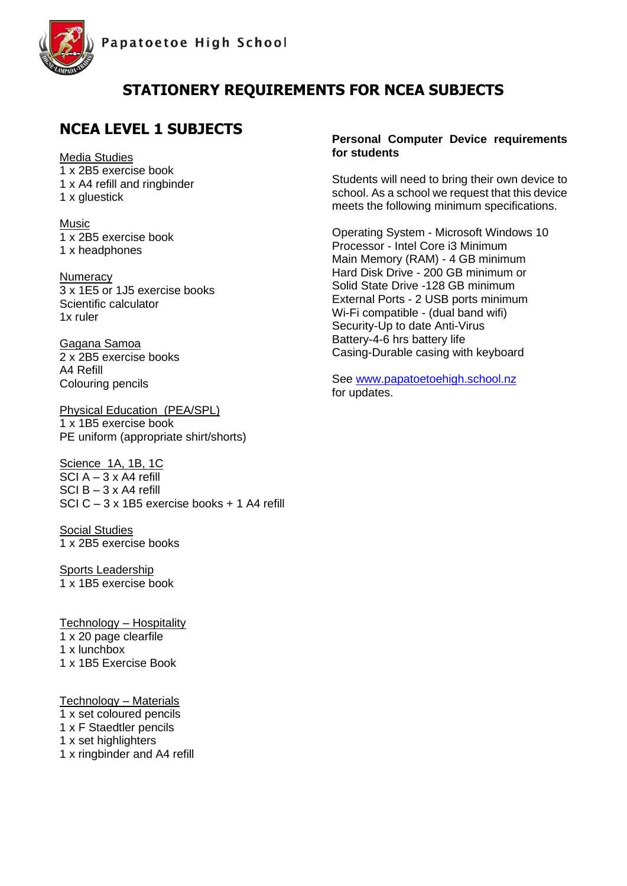Papatoetoe High School

# STATIONERY REQUIREMENTS FOR NCEA SUBJECTS

## NCEA LEVEL 1 SUBJECTS

Media Studies
1 x 2B5 exercise book
1 x A4 refill and ringbinder
1 x gluestick

Music
1 x 2B5 exercise book
1 x headphones

Numeracy
3 x 1E5 or 1J5 exercise books
Scientific calculator
1x ruler

Gagana Samoa
2 x 2B5 exercise books
A4 Refill
Colouring pencils

Physical Education (PEA/SPL)
1 x 1B5 exercise book
PE uniform (appropriate shirt/shorts)

Science 1A, 1B, 1C
SCI A – 3 x A4 refill
SCI B – 3 x A4 refill
SCI C – 3 x 1B5 exercise books + 1 A4 refill

Social Studies
1 x 2B5 exercise books

Sports Leadership
1 x 1B5 exercise book

Technology – Hospitality
1 x 20 page clearfile
1 x lunchbox
1 x 1B5 Exercise Book

Technology – Materials
1 x set coloured pencils
1 x F Staedtler pencils
1 x set highlighters
1 x ringbinder and A4 refill

**Personal Computer Device requirements for students**

Students will need to bring their own device to school. As a school we request that this device meets the following minimum specifications.

Operating System - Microsoft Windows 10
Processor - Intel Core i3 Minimum
Main Memory (RAM) - 4 GB minimum
Hard Disk Drive - 200 GB minimum or
Solid State Drive -128 GB minimum
External Ports - 2 USB ports minimum
Wi-Fi compatible - (dual band wifi)
Security-Up to date Anti-Virus
Battery-4-6 hrs battery life
Casing-Durable casing with keyboard

See www.papatoetoehigh.school.nz for updates.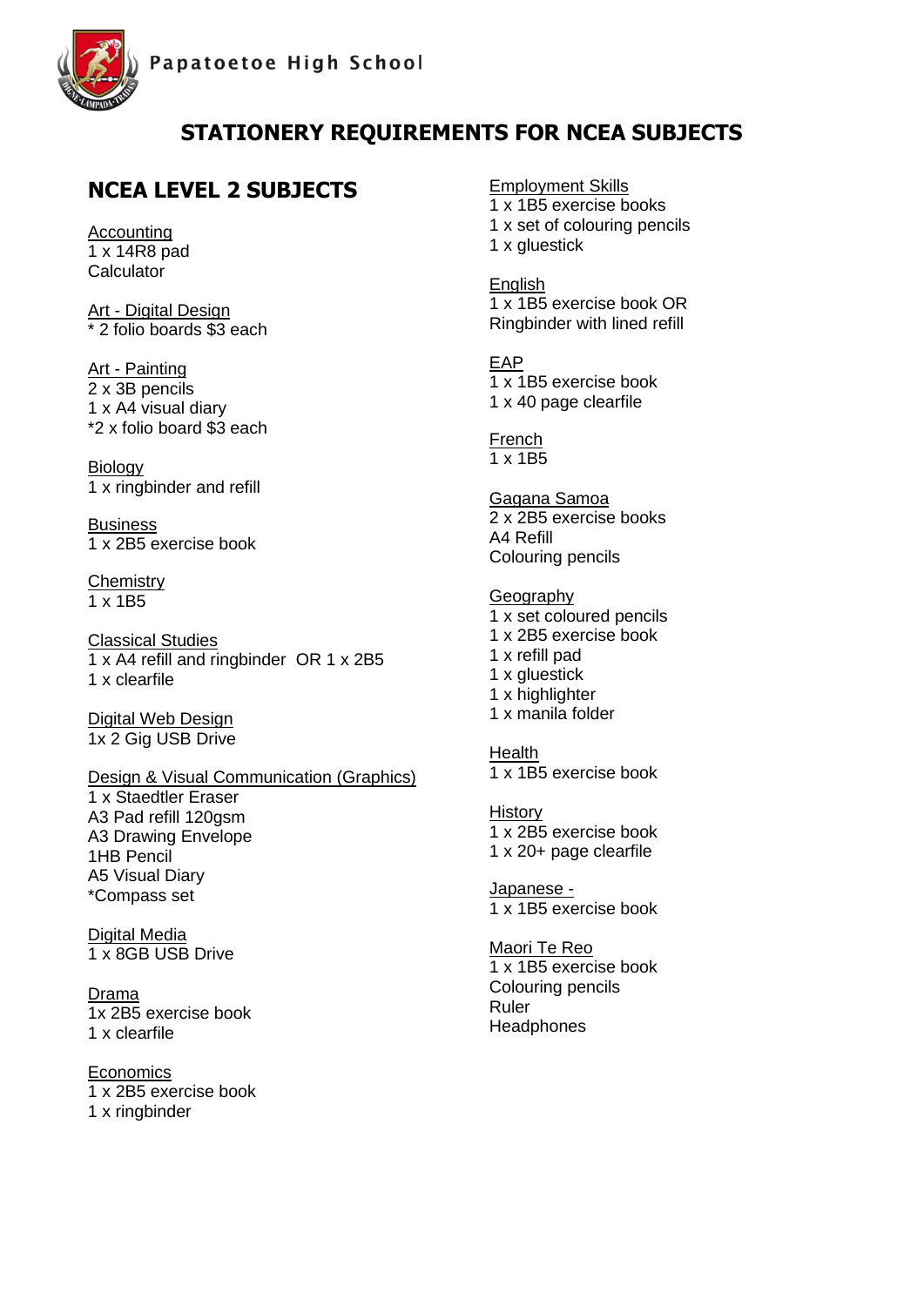Papatoetoe High School

# STATIONERY REQUIREMENTS FOR NCEA SUBJECTS

## NCEA LEVEL 2 SUBJECTS

Accounting
1 x 14R8 pad
Calculator

Art - Digital Design
* 2 folio boards $3 each

Art - Painting
2 x 3B pencils
1 x A4 visual diary
*2 x folio board $3 each

Biology
1 x ringbinder and refill

Business
1 x 2B5 exercise book

Chemistry
1 x 1B5

Classical Studies
1 x A4 refill and ringbinder OR 1 x 2B5
1 x clearfile

Digital Web Design
1x 2 Gig USB Drive

Design & Visual Communication (Graphics)
1 x Staedtler Eraser
A3 Pad refill 120gsm
A3 Drawing Envelope
1HB Pencil
A5 Visual Diary
*Compass set

Digital Media
1 x 8GB USB Drive

Drama
1x 2B5 exercise book
1 x clearfile

Economics
1 x 2B5 exercise book
1 x ringbinder

Employment Skills
1 x 1B5 exercise books
1 x set of colouring pencils
1 x gluestick

English
1 x 1B5 exercise book OR
Ringbinder with lined refill

EAP
1 x 1B5 exercise book
1 x 40 page clearfile

French
1 x 1B5

Gagana Samoa
2 x 2B5 exercise books
A4 Refill
Colouring pencils

Geography
1 x set coloured pencils
1 x 2B5 exercise book
1 x refill pad
1 x gluestick
1 x highlighter
1 x manila folder

Health
1 x 1B5 exercise book

History
1 x 2B5 exercise book
1 x 20+ page clearfile

Japanese -
1 x 1B5 exercise book

Maori Te Reo
1 x 1B5 exercise book
Colouring pencils
Ruler
Headphones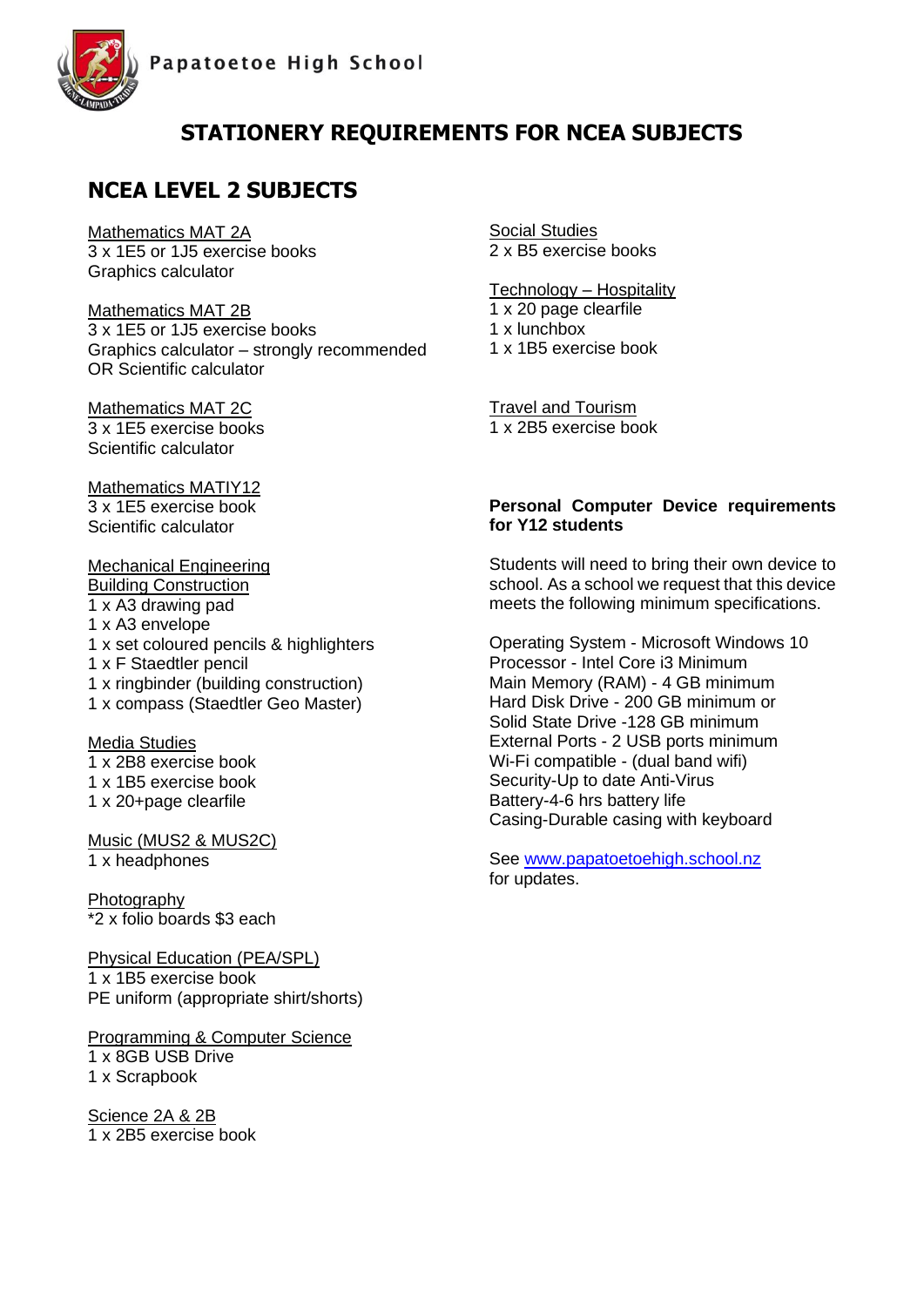Papatoetoe High School

# STATIONERY REQUIREMENTS FOR NCEA SUBJECTS

## NCEA LEVEL 2 SUBJECTS

Mathematics MAT 2A
3 x 1E5 or 1J5 exercise books
Graphics calculator

Mathematics MAT 2B
3 x 1E5 or 1J5 exercise books
Graphics calculator – strongly recommended
OR Scientific calculator

Mathematics MAT 2C
3 x 1E5 exercise books
Scientific calculator

Mathematics MATIY12
3 x 1E5 exercise book
Scientific calculator

Mechanical Engineering
Building Construction
1 x A3 drawing pad
1 x A3 envelope
1 x set coloured pencils & highlighters
1 x F Staedtler pencil
1 x ringbinder (building construction)
1 x compass (Staedtler Geo Master)

Media Studies
1 x 2B8 exercise book
1 x 1B5 exercise book
1 x 20+page clearfile

Music (MUS2 & MUS2C)
1 x headphones

Photography
*2 x folio boards $3 each

Physical Education (PEA/SPL)
1 x 1B5 exercise book
PE uniform (appropriate shirt/shorts)

Programming & Computer Science
1 x 8GB USB Drive
1 x Scrapbook

Science 2A & 2B
1 x 2B5 exercise book

Social Studies
2 x B5 exercise books

Technology – Hospitality
1 x 20 page clearfile
1 x lunchbox
1 x 1B5 exercise book

Travel and Tourism
1 x 2B5 exercise book

**Personal Computer Device requirements for Y12 students**

Students will need to bring their own device to school. As a school we request that this device meets the following minimum specifications.

Operating System - Microsoft Windows 10
Processor - Intel Core i3 Minimum
Main Memory (RAM) - 4 GB minimum
Hard Disk Drive - 200 GB minimum or
Solid State Drive -128 GB minimum
External Ports - 2 USB ports minimum
Wi-Fi compatible - (dual band wifi)
Security-Up to date Anti-Virus
Battery-4-6 hrs battery life
Casing-Durable casing with keyboard

See www.papatoetoehigh.school.nz for updates.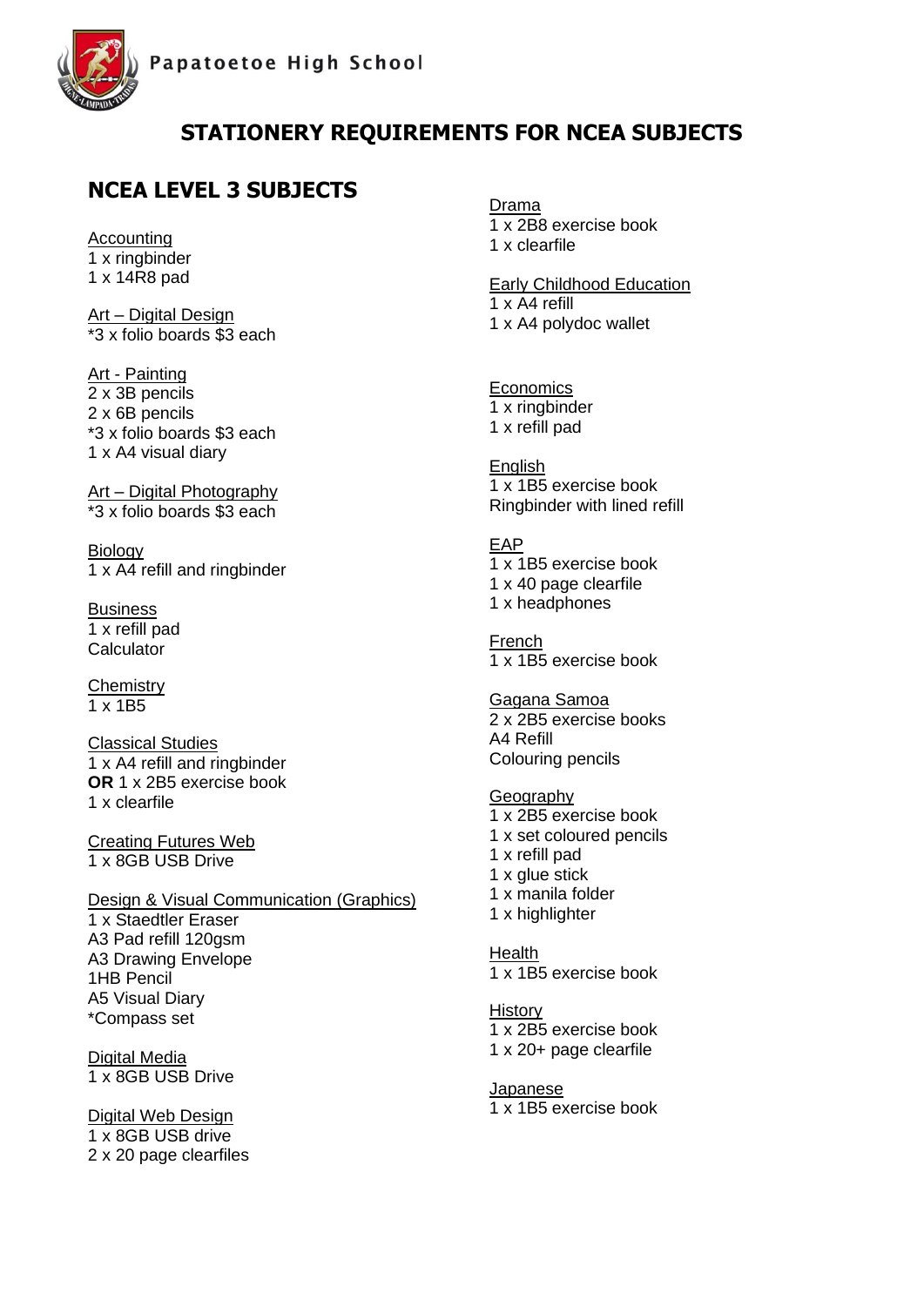Papatoetoe High School

## STATIONERY REQUIREMENTS FOR NCEA SUBJECTS

### NCEA LEVEL 3 SUBJECTS

Accounting
1 x ringbinder
1 x 14R8 pad

Art – Digital Design
*3 x folio boards $3 each

Art - Painting
2 x 3B pencils
2 x 6B pencils
*3 x folio boards $3 each
1 x A4 visual diary

Art – Digital Photography
*3 x folio boards $3 each

Biology
1 x A4 refill and ringbinder

Business
1 x refill pad
Calculator

Chemistry
1 x 1B5

Classical Studies
1 x A4 refill and ringbinder
**OR** 1 x 2B5 exercise book
1 x clearfile

Creating Futures Web
1 x 8GB USB Drive

Design & Visual Communication (Graphics)
1 x Staedtler Eraser
A3 Pad refill 120gsm
A3 Drawing Envelope
1HB Pencil
A5 Visual Diary
*Compass set

Digital Media
1 x 8GB USB Drive

Digital Web Design
1 x 8GB USB drive
2 x 20 page clearfiles

Drama
1 x 2B8 exercise book
1 x clearfile

Early Childhood Education
1 x A4 refill
1 x A4 polydoc wallet

Economics
1 x ringbinder
1 x refill pad

English
1 x 1B5 exercise book
Ringbinder with lined refill

EAP
1 x 1B5 exercise book
1 x 40 page clearfile
1 x headphones

French
1 x 1B5 exercise book

Gagana Samoa
2 x 2B5 exercise books
A4 Refill
Colouring pencils

Geography
1 x 2B5 exercise book
1 x set coloured pencils
1 x refill pad
1 x glue stick
1 x manila folder
1 x highlighter

Health
1 x 1B5 exercise book

History
1 x 2B5 exercise book
1 x 20+ page clearfile

Japanese
1 x 1B5 exercise book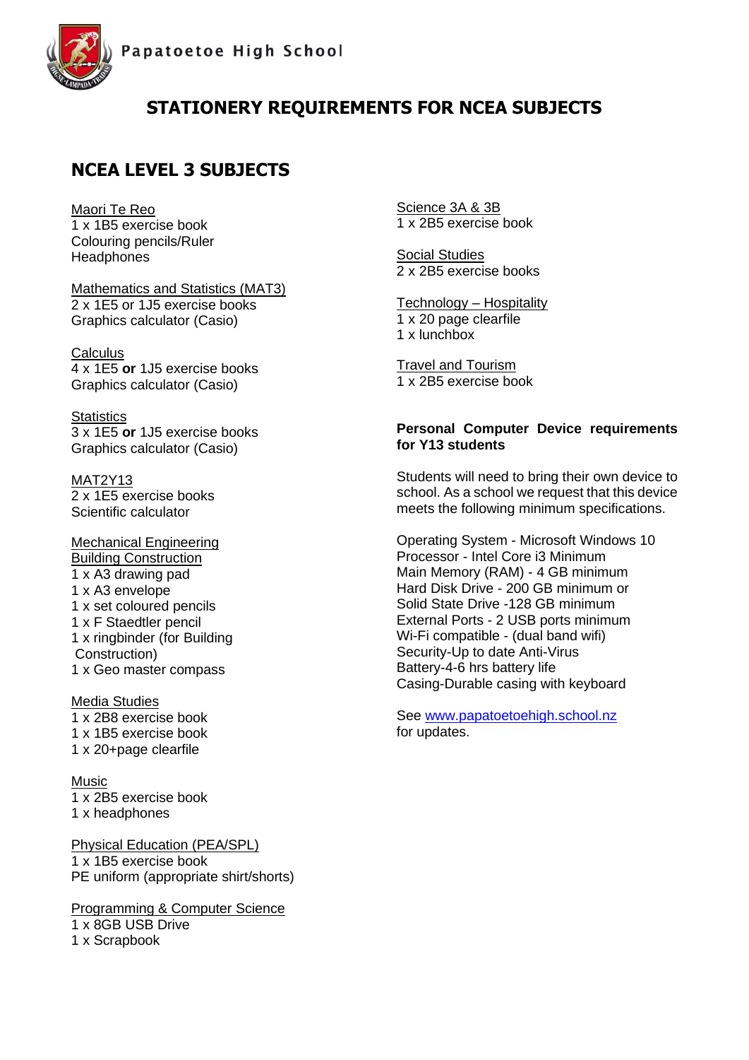Papatoetoe High School

## STATIONERY REQUIREMENTS FOR NCEA SUBJECTS

## NCEA LEVEL 3 SUBJECTS

Maori Te Reo
1 x 1B5 exercise book
Colouring pencils/Ruler
Headphones

Mathematics and Statistics (MAT3)
2 x 1E5 or 1J5 exercise books
Graphics calculator (Casio)

Calculus
4 x 1E5 **or** 1J5 exercise books
Graphics calculator (Casio)

Statistics
3 x 1E5 **or** 1J5 exercise books
Graphics calculator (Casio)

MAT2Y13
2 x 1E5 exercise books
Scientific calculator

Mechanical Engineering
Building Construction
1 x A3 drawing pad
1 x A3 envelope
1 x set coloured pencils
1 x F Staedtler pencil
1 x ringbinder (for Building Construction)
1 x Geo master compass

Media Studies
1 x 2B8 exercise book
1 x 1B5 exercise book
1 x 20+page clearfile

Music
1 x 2B5 exercise book
1 x headphones

Physical Education (PEA/SPL)
1 x 1B5 exercise book
PE uniform (appropriate shirt/shorts)

Programming & Computer Science
1 x 8GB USB Drive
1 x Scrapbook

Science 3A & 3B
1 x 2B5 exercise book

Social Studies
2 x 2B5 exercise books

Technology – Hospitality
1 x 20 page clearfile
1 x lunchbox

Travel and Tourism
1 x 2B5 exercise book

**Personal Computer Device requirements for Y13 students**

Students will need to bring their own device to school. As a school we request that this device meets the following minimum specifications.

Operating System - Microsoft Windows 10
Processor - Intel Core i3 Minimum
Main Memory (RAM) - 4 GB minimum
Hard Disk Drive - 200 GB minimum or
Solid State Drive -128 GB minimum
External Ports - 2 USB ports minimum
Wi-Fi compatible - (dual band wifi)
Security-Up to date Anti-Virus
Battery-4-6 hrs battery life
Casing-Durable casing with keyboard

See www.papatoetoehigh.school.nz for updates.